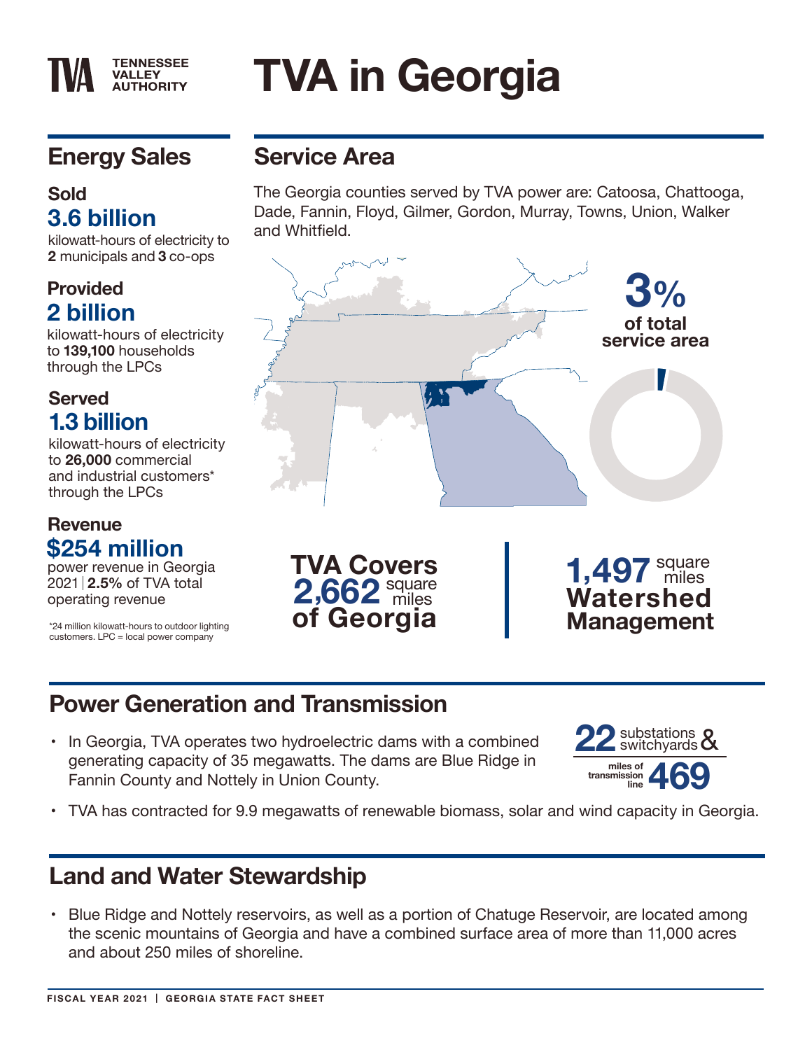# TVA in Georgia

TENNESSEE VALLEY AUTHORITY

## Energy Sales

### Sold

**3.6 billion**

kilowatt-hours of electricity to **2** municipals and **3** co-ops

### Provided

**2 billion**

kilowatt-hours of electricity to **139,100** households through the LPCs

### Served

**1.3 billion**

kilowatt-hours of electricity to **26,000** commercial and industrial customers* through the LPCs

### Revenue

**$254 million**

power revenue in Georgia 2021 | **2.5%** of TVA total operating revenue

*24 million kilowatt-hours to outdoor lighting customers. LPC = local power company

## Service Area

The Georgia counties served by TVA power are: Catoosa, Chattooga, Dade, Fannin, Floyd, Gilmer, Gordon, Murray, Towns, Union, Walker and Whitfield.

**3%** of total service area

**TVA Covers 2,662 square miles of Georgia**

**1,497 square miles Watershed Management**

## Power Generation and Transmission

- In Georgia, TVA operates two hydroelectric dams with a combined generating capacity of 35 megawatts. The dams are Blue Ridge in Fannin County and Nottely in Union County.
- TVA has contracted for 9.9 megawatts of renewable biomass, solar and wind capacity in Georgia.

**22** substations & switchyards

**469** miles of transmission line

## Land and Water Stewardship

- Blue Ridge and Nottely reservoirs, as well as a portion of Chatuge Reservoir, are located among the scenic mountains of Georgia and have a combined surface area of more than 11,000 acres and about 250 miles of shoreline.

FISCAL YEAR 2021 | GEORGIA STATE FACT SHEET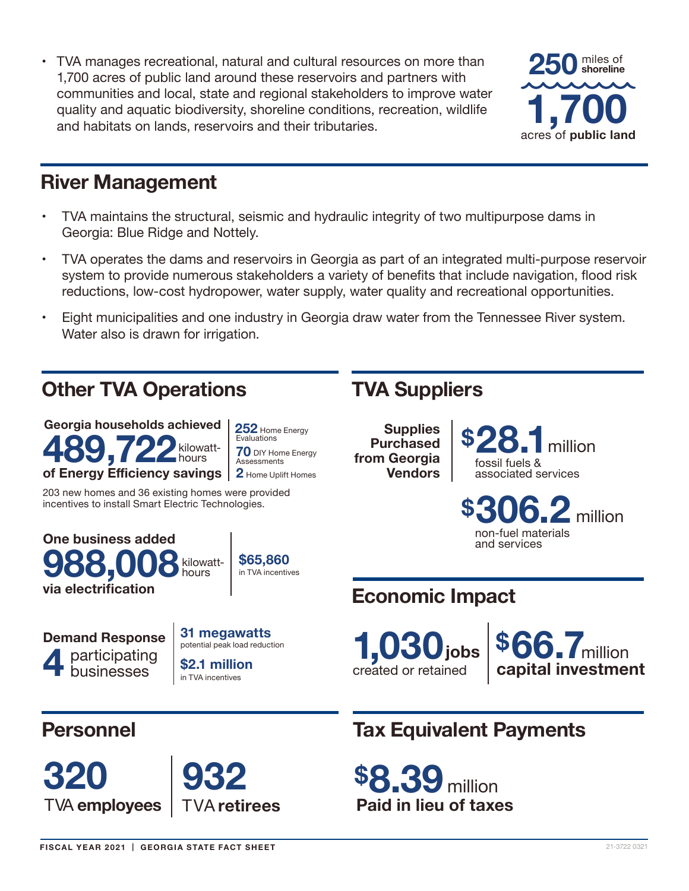- TVA manages recreational, natural and cultural resources on more than 1,700 acres of public land around these reservoirs and partners with communities and local, state and regional stakeholders to improve water quality and aquatic biodiversity, shoreline conditions, recreation, wildlife and habitats on lands, reservoirs and their tributaries.

**250** miles of **shoreline**

**1,700** acres of **public land**

## River Management

- TVA maintains the structural, seismic and hydraulic integrity of two multipurpose dams in Georgia: Blue Ridge and Nottely.
- TVA operates the dams and reservoirs in Georgia as part of an integrated multi-purpose reservoir system to provide numerous stakeholders a variety of benefits that include navigation, flood risk reductions, low-cost hydropower, water supply, water quality and recreational opportunities.
- Eight municipalities and one industry in Georgia draw water from the Tennessee River system. Water also is drawn for irrigation.

## Other TVA Operations

**Georgia households achieved 489,722** kilowatt-hours **of Energy Efficiency savings**

**252** Home Energy Evaluations

**70** DIY Home Energy Assessments

**2** Home Uplift Homes

203 new homes and 36 existing homes were provided incentives to install Smart Electric Technologies.

**One business added 988,008** kilowatt-hours **via electrification**

**$65,860** in TVA incentives

**Demand Response**

**4** participating businesses

**31 megawatts** potential peak load reduction

**$2.1 million** in TVA incentives

## TVA Suppliers

**Supplies Purchased from Georgia Vendors**

**$28.1** million fossil fuels & associated services

**$306.2** million non-fuel materials and services

## Economic Impact

**1,030 jobs** created or retained

**$66.7** million **capital investment**

## Personnel

**320** TVA **employees**

**932** TVA **retirees**

## Tax Equivalent Payments

**$8.39** million **Paid in lieu of taxes**

FISCAL YEAR 2021 | GEORGIA STATE FACT SHEET